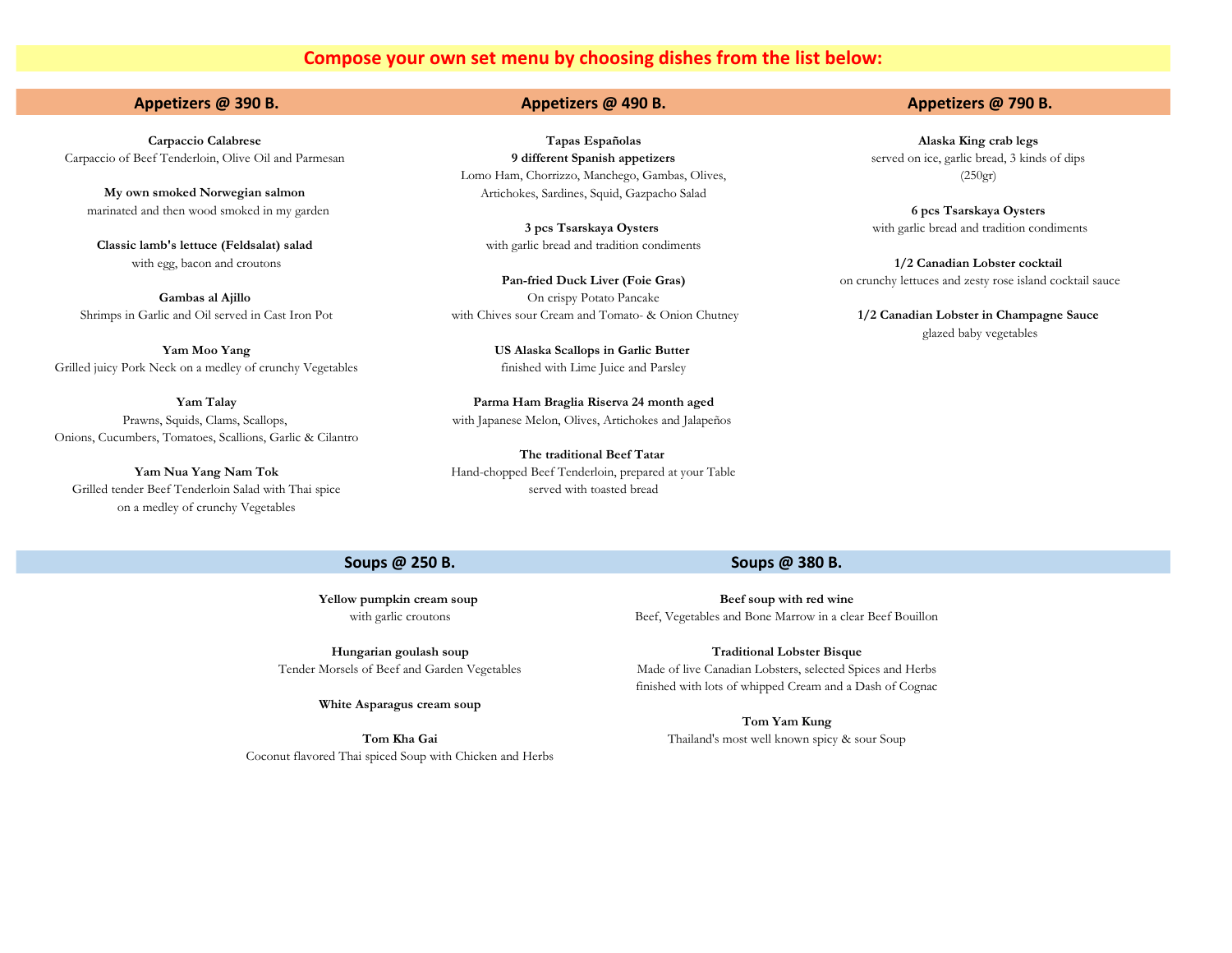# Compose your own set menu by choosing dishes from the list below:

## Appetizers @ 390 B.

**Carpaccio Calabrese**
Carpaccio of Beef Tenderloin, Olive Oil and Parmesan

**My own smoked Norwegian salmon**
marinated and then wood smoked in my garden

**Classic lamb's lettuce (Feldsalat) salad**
with egg, bacon and croutons

**Gambas al Ajillo**
Shrimps in Garlic and Oil served in Cast Iron Pot

**Yam Moo Yang**
Grilled juicy Pork Neck on a medley of crunchy Vegetables

**Yam Talay**
Prawns, Squids, Clams, Scallops,
Onions, Cucumbers, Tomatoes, Scallions, Garlic & Cilantro

**Yam Nua Yang Nam Tok**
Grilled tender Beef Tenderloin Salad with Thai spice
on a medley of crunchy Vegetables

## Appetizers @ 490 B.

**Tapas Españolas**
**9 different Spanish appetizers**
Lomo Ham, Chorrizzo, Manchego, Gambas, Olives,
Artichokes, Sardines, Squid, Gazpacho Salad

**3 pcs Tsarskaya Oysters**
with garlic bread and tradition condiments

**Pan-fried Duck Liver (Foie Gras)**
On crispy Potato Pancake
with Chives sour Cream and Tomato- & Onion Chutney

**US Alaska Scallops in Garlic Butter**
finished with Lime Juice and Parsley

**Parma Ham Braglia Riserva 24 month aged**
with Japanese Melon, Olives, Artichokes and Jalapeños

**The traditional Beef Tatar**
Hand-chopped Beef Tenderloin, prepared at your Table
served with toasted bread

## Appetizers @ 790 B.

**Alaska King crab legs**
served on ice, garlic bread, 3 kinds of dips
(250gr)

**6 pcs Tsarskaya Oysters**
with garlic bread and tradition condiments

**1/2 Canadian Lobster cocktail**
on crunchy lettuces and zesty rose island cocktail sauce

**1/2 Canadian Lobster in Champagne Sauce**
glazed baby vegetables

## Soups @ 250 B.

**Yellow pumpkin cream soup**
with garlic croutons

**Hungarian goulash soup**
Tender Morsels of Beef and Garden Vegetables

**White Asparagus cream soup**

**Tom Kha Gai**
Coconut flavored Thai spiced Soup with Chicken and Herbs

## Soups @ 380 B.

**Beef soup with red wine**
Beef, Vegetables and Bone Marrow in a clear Beef Bouillon

**Traditional Lobster Bisque**
Made of live Canadian Lobsters, selected Spices and Herbs
finished with lots of whipped Cream and a Dash of Cognac

**Tom Yam Kung**
Thailand's most well known spicy & sour Soup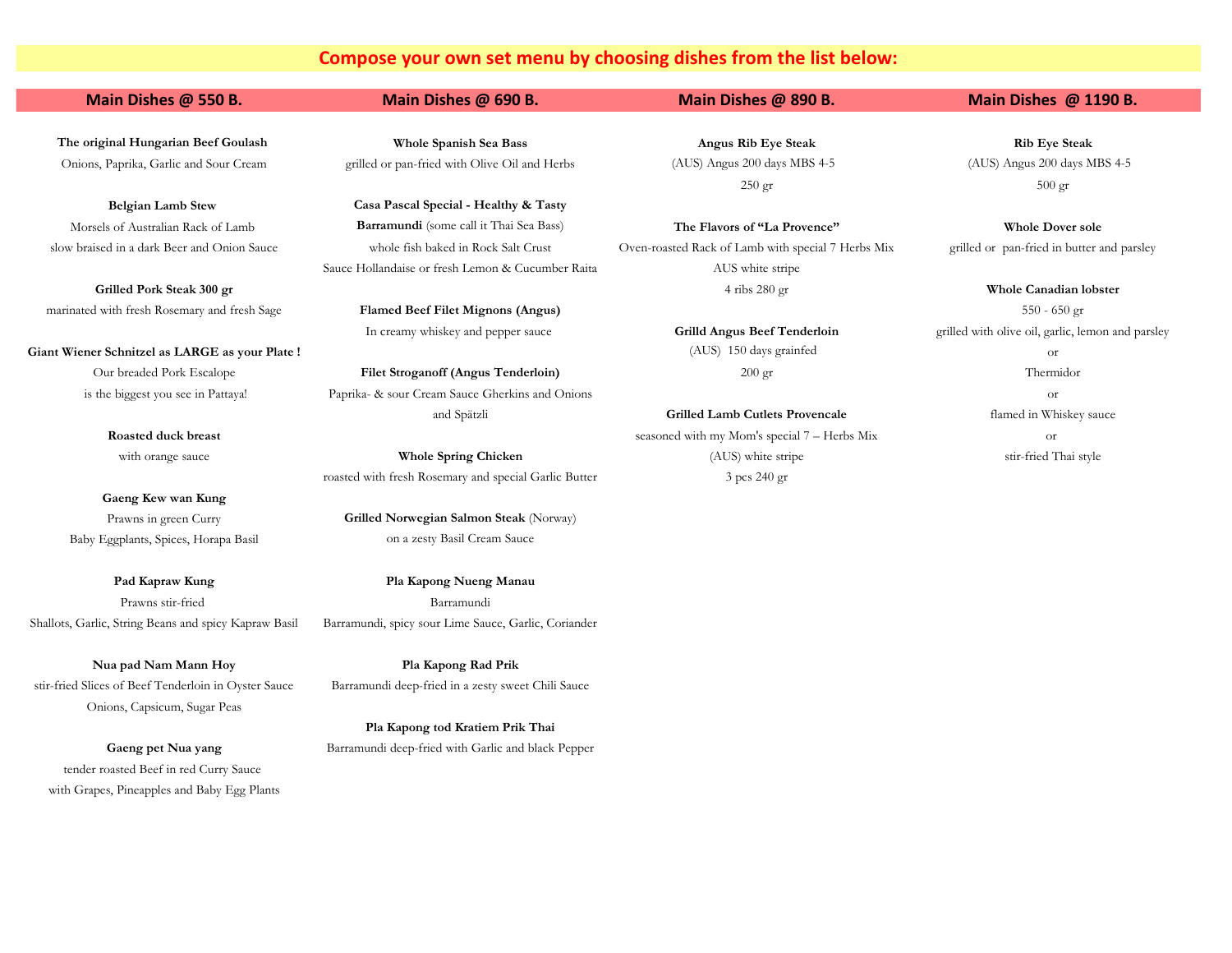# Compose your own set menu by choosing dishes from the list below:

## Main Dishes @ 550 B.

**The original Hungarian Beef Goulash**
Onions, Paprika, Garlic and Sour Cream

**Belgian Lamb Stew**
Morsels of Australian Rack of Lamb
slow braised in a dark Beer and Onion Sauce

**Grilled Pork Steak 300 gr**
marinated with fresh Rosemary and fresh Sage

**Giant Wiener Schnitzel as LARGE as your Plate !**
Our breaded Pork Escalope
is the biggest you see in Pattaya!

**Roasted duck breast**
with orange sauce

**Gaeng Kew wan Kung**
Prawns in green Curry
Baby Eggplants, Spices, Horapa Basil

**Pad Kapraw Kung**
Prawns stir-fried
Shallots, Garlic, String Beans and spicy Kapraw Basil

**Nua pad Nam Mann Hoy**
stir-fried Slices of Beef Tenderloin in Oyster Sauce
Onions, Capsicum, Sugar Peas

**Gaeng pet Nua yang**
tender roasted Beef in red Curry Sauce
with Grapes, Pineapples and Baby Egg Plants

## Main Dishes @ 690 B.

**Whole Spanish Sea Bass**
grilled or pan-fried with Olive Oil and Herbs

**Casa Pascal Special - Healthy & Tasty**
**Barramundi** (some call it Thai Sea Bass)
whole fish baked in Rock Salt Crust
Sauce Hollandaise or fresh Lemon & Cucumber Raita

**Flamed Beef Filet Mignons (Angus)**
In creamy whiskey and pepper sauce

**Filet Stroganoff (Angus Tenderloin)**
Paprika- & sour Cream Sauce Gherkins and Onions
and Spätzli

**Whole Spring Chicken**
roasted with fresh Rosemary and special Garlic Butter

**Grilled Norwegian Salmon Steak** (Norway)
on a zesty Basil Cream Sauce

**Pla Kapong Nueng Manau**
Barramundi
Barramundi, spicy sour Lime Sauce, Garlic, Coriander

**Pla Kapong Rad Prik**
Barramundi deep-fried in a zesty sweet Chili Sauce

**Pla Kapong tod Kratiem Prik Thai**
Barramundi deep-fried with Garlic and black Pepper

## Main Dishes @ 890 B.

**Angus Rib Eye Steak**
(AUS) Angus 200 days MBS 4-5
250 gr

**The Flavors of "La Provence"**
Oven-roasted Rack of Lamb with special 7 Herbs Mix
AUS white stripe
4 ribs 280 gr

**Grilld Angus Beef Tenderloin**
(AUS) 150 days grainfed
200 gr

**Grilled Lamb Cutlets Provencale**
seasoned with my Mom's special 7 – Herbs Mix
(AUS) white stripe
3 pcs 240 gr

## Main Dishes @ 1190 B.

**Rib Eye Steak**
(AUS) Angus 200 days MBS 4-5
500 gr

**Whole Dover sole**
grilled or pan-fried in butter and parsley

**Whole Canadian lobster**
550 - 650 gr
grilled with olive oil, garlic, lemon and parsley
or
Thermidor
or
flamed in Whiskey sauce
or
stir-fried Thai style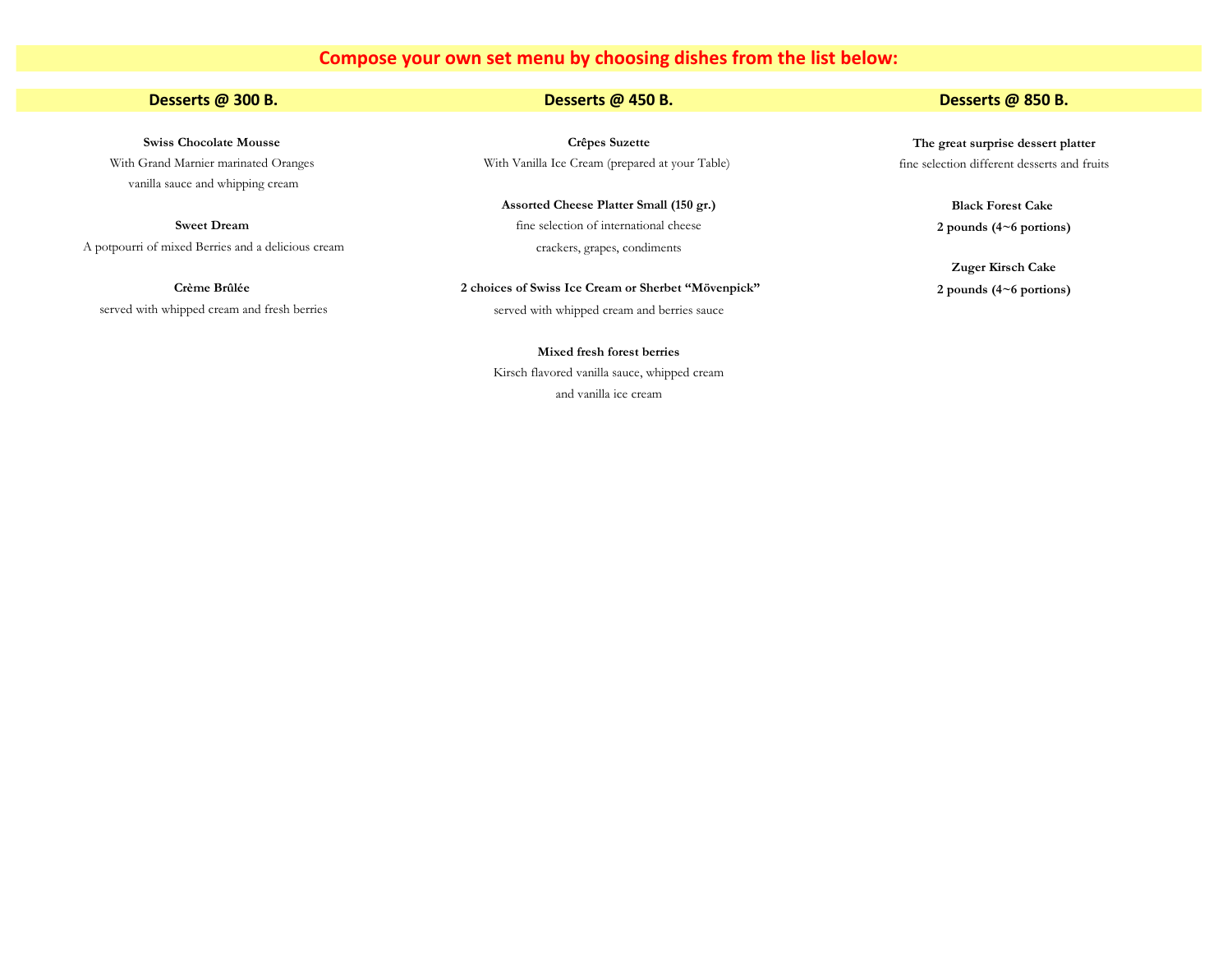# Compose your own set menu by choosing dishes from the list below:

## Desserts @ 300 B.

**Swiss Chocolate Mousse**
With Grand Marnier marinated Oranges
vanilla sauce and whipping cream

**Sweet Dream**
A potpourri of mixed Berries and a delicious cream

**Crème Brûlée**
served with whipped cream and fresh berries

## Desserts @ 450 B.

**Crêpes Suzette**
With Vanilla Ice Cream (prepared at your Table)

**Assorted Cheese Platter Small (150 gr.)**
fine selection of international cheese
crackers, grapes, condiments

**2 choices of Swiss Ice Cream or Sherbet "Mövenpick"**
served with whipped cream and berries sauce

**Mixed fresh forest berries**
Kirsch flavored vanilla sauce, whipped cream
and vanilla ice cream

## Desserts @ 850 B.

**The great surprise dessert platter**
fine selection different desserts and fruits

**Black Forest Cake**
**2 pounds (4~6 portions)**

**Zuger Kirsch Cake**
**2 pounds (4~6 portions)**